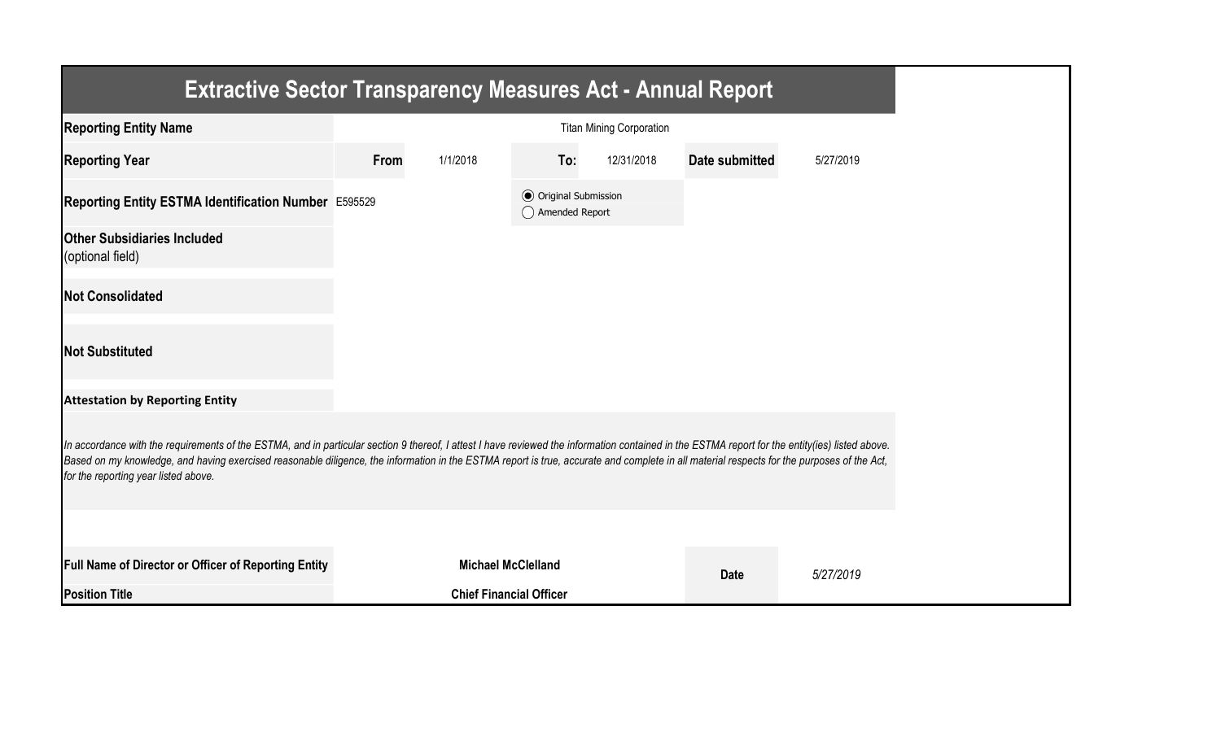# Extractive Sector Transparency Measures Act - Annual Report

| | | | | | | |
|---|---|---|---|---|---|---|
| **Reporting Entity Name** | Titan Mining Corporation | | | | | |
| **Reporting Year** | **From** | 1/1/2018 | **To:** | 12/31/2018 | **Date submitted** | 5/27/2019 |
| **Reporting Entity ESTMA Identification Number** | E595529 | | (●) Original Submission ( ) Amended Report | | | |
| **Other Subsidiaries Included** (optional field) | | | | | | |
| **Not Consolidated** | | | | | | |
| **Not Substituted** | | | | | | |

**Attestation by Reporting Entity**

*In accordance with the requirements of the ESTMA, and in particular section 9 thereof, I attest I have reviewed the information contained in the ESTMA report for the entity(ies) listed above. Based on my knowledge, and having exercised reasonable diligence, the information in the ESTMA report is true, accurate and complete in all material respects for the purposes of the Act, for the reporting year listed above.*

| | | | |
|---|---|---|---|
| **Full Name of Director or Officer of Reporting Entity** | **Michael McClelland** | **Date** | *5/27/2019* |
| **Position Title** | **Chief Financial Officer** | | |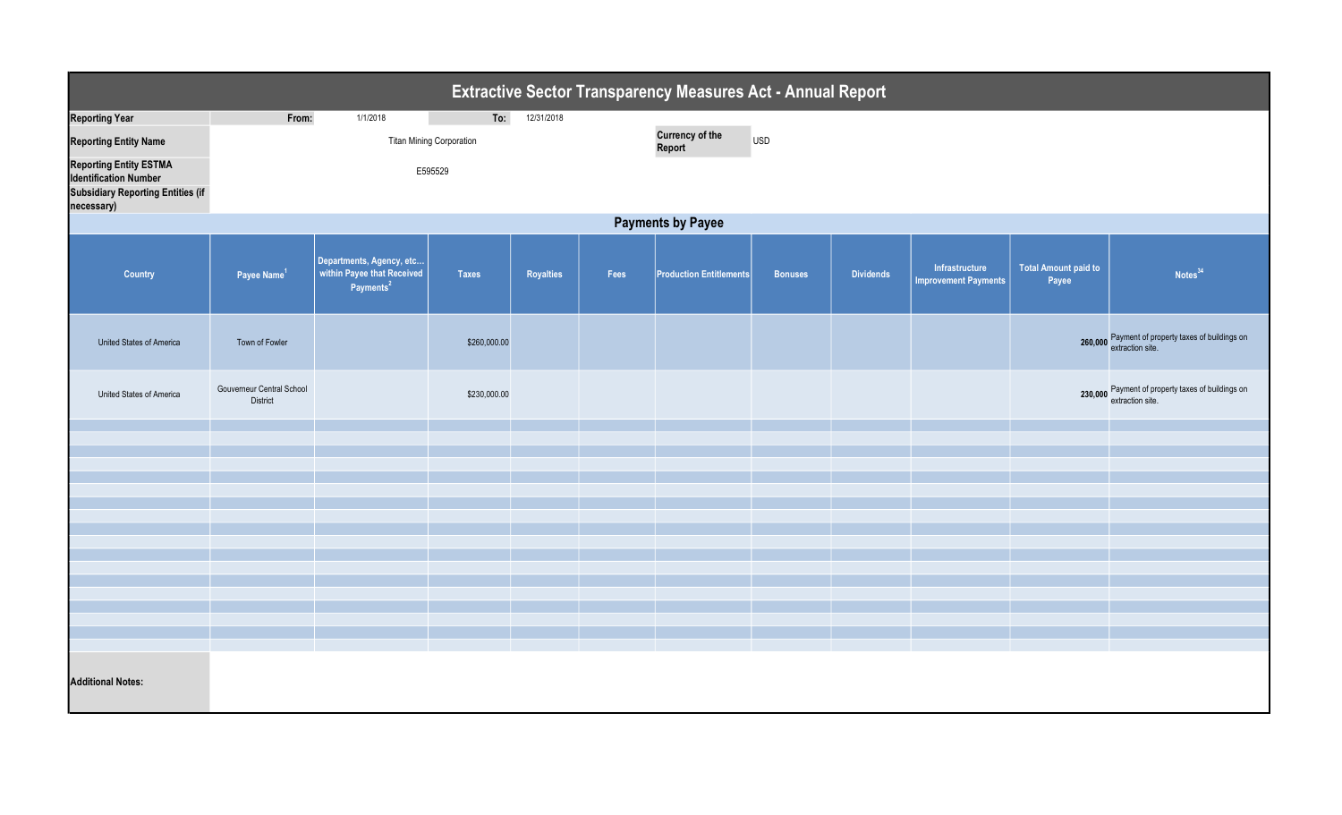# Extractive Sector Transparency Measures Act - Annual Report

| | | | | |
|---|---|---|---|---|
| **Reporting Year** | **From:** | 1/1/2018 | **To:** | 12/31/2018 |
| **Reporting Entity Name** | Titan Mining Corporation | | **Currency of the Report** | USD |
| **Reporting Entity ESTMA Identification Number** | E595529 | | | |
| **Subsidiary Reporting Entities (if necessary)** | | | | |

## Payments by Payee

| Country | Payee Name[1] | Departments, Agency, etc... within Payee that Received Payments[2] | Taxes | Royalties | Fees | Production Entitlements | Bonuses | Dividends | Infrastructure Improvement Payments | Total Amount paid to Payee | Notes[34] |
|---|---|---|---|---|---|---|---|---|---|---|---|
| United States of America | Town of Fowler | | $260,000.00 | | | | | | | 260,000 | Payment of property taxes of buildings on extraction site. |
| United States of America | Gouverneur Central School District | | $230,000.00 | | | | | | | 230,000 | Payment of property taxes of buildings on extraction site. |

**Additional Notes:**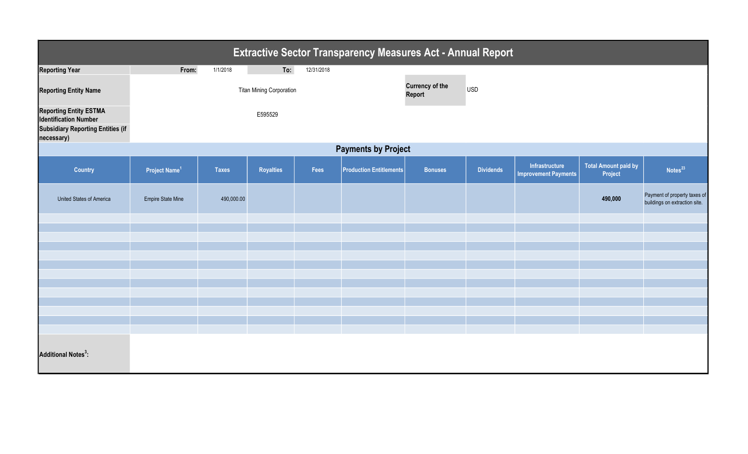# Extractive Sector Transparency Measures Act - Annual Report

| | | | |
|---|---|---|---|
| **Reporting Year** | **From:** 1/1/2018 | **To:** 12/31/2018 | |
| **Reporting Entity Name** | Titan Mining Corporation | **Currency of the Report** | USD |
| **Reporting Entity ESTMA Identification Number** | E595529 | | |
| **Subsidiary Reporting Entities (if necessary)** | | | |

## Payments by Project

| Country | Project Name[1] | Taxes | Royalties | Fees | Production Entitlements | Bonuses | Dividends | Infrastructure Improvement Payments | Total Amount paid by Project | Notes[23] |
|---|---|---|---|---|---|---|---|---|---|---|
| United States of America | Empire State Mine | 490,000.00 | | | | | | | **490,000** | Payment of property taxes of buildings on extraction site. |

**Additional Notes[3]:**